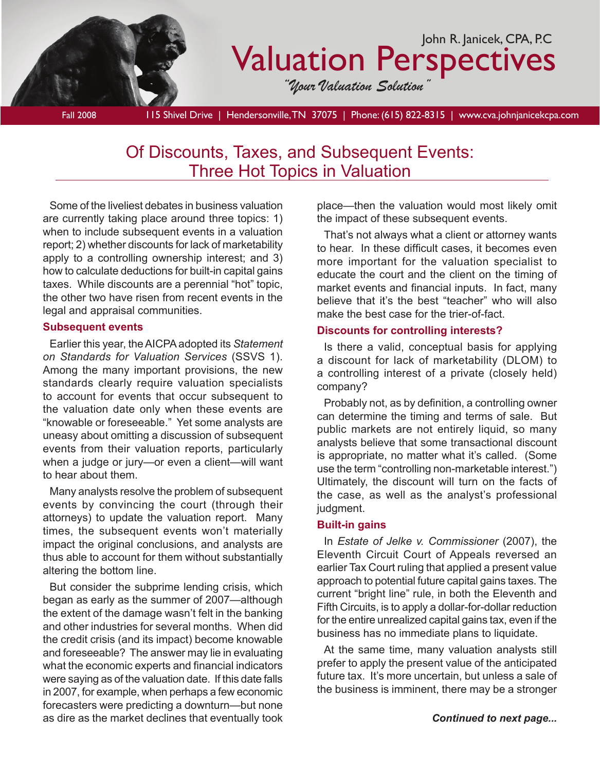John R. Janicek, CPA, P.C

# Valuation Perspectives

*"Your Valuation Solution"*

Fall 2008 | 115 Shivel Drive | Hendersonville, TN 37075 | Phone: (615) 822-8315 | www.cva.johnjanicekcpa.com

## Of Discounts, Taxes, and Subsequent Events: Three Hot Topics in Valuation

Some of the liveliest debates in business valuation are currently taking place around three topics: 1) when to include subsequent events in a valuation report; 2) whether discounts for lack of marketability apply to a controlling ownership interest; and 3) how to calculate deductions for built-in capital gains taxes. While discounts are a perennial "hot" topic, the other two have risen from recent events in the legal and appraisal communities.

### Subsequent events

Earlier this year, the AICPA adopted its *Statement on Standards for Valuation Services* (SSVS 1). Among the many important provisions, the new standards clearly require valuation specialists to account for events that occur subsequent to the valuation date only when these events are "knowable or foreseeable." Yet some analysts are uneasy about omitting a discussion of subsequent events from their valuation reports, particularly when a judge or jury—or even a client—will want to hear about them.

Many analysts resolve the problem of subsequent events by convincing the court (through their attorneys) to update the valuation report. Many times, the subsequent events won't materially impact the original conclusions, and analysts are thus able to account for them without substantially altering the bottom line.

But consider the subprime lending crisis, which began as early as the summer of 2007—although the extent of the damage wasn't felt in the banking and other industries for several months. When did the credit crisis (and its impact) become knowable and foreseeable? The answer may lie in evaluating what the economic experts and financial indicators were saying as of the valuation date. If this date falls in 2007, for example, when perhaps a few economic forecasters were predicting a downturn—but none as dire as the market declines that eventually took place—then the valuation would most likely omit the impact of these subsequent events.

That's not always what a client or attorney wants to hear. In these difficult cases, it becomes even more important for the valuation specialist to educate the court and the client on the timing of market events and financial inputs. In fact, many believe that it's the best "teacher" who will also make the best case for the trier-of-fact.

### Discounts for controlling interests?

Is there a valid, conceptual basis for applying a discount for lack of marketability (DLOM) to a controlling interest of a private (closely held) company?

Probably not, as by definition, a controlling owner can determine the timing and terms of sale. But public markets are not entirely liquid, so many analysts believe that some transactional discount is appropriate, no matter what it's called. (Some use the term "controlling non-marketable interest.") Ultimately, the discount will turn on the facts of the case, as well as the analyst's professional judgment.

### Built-in gains

In *Estate of Jelke v. Commissioner* (2007), the Eleventh Circuit Court of Appeals reversed an earlier Tax Court ruling that applied a present value approach to potential future capital gains taxes. The current "bright line" rule, in both the Eleventh and Fifth Circuits, is to apply a dollar-for-dollar reduction for the entire unrealized capital gains tax, even if the business has no immediate plans to liquidate.

At the same time, many valuation analysts still prefer to apply the present value of the anticipated future tax. It's more uncertain, but unless a sale of the business is imminent, there may be a stronger

***Continued to next page...***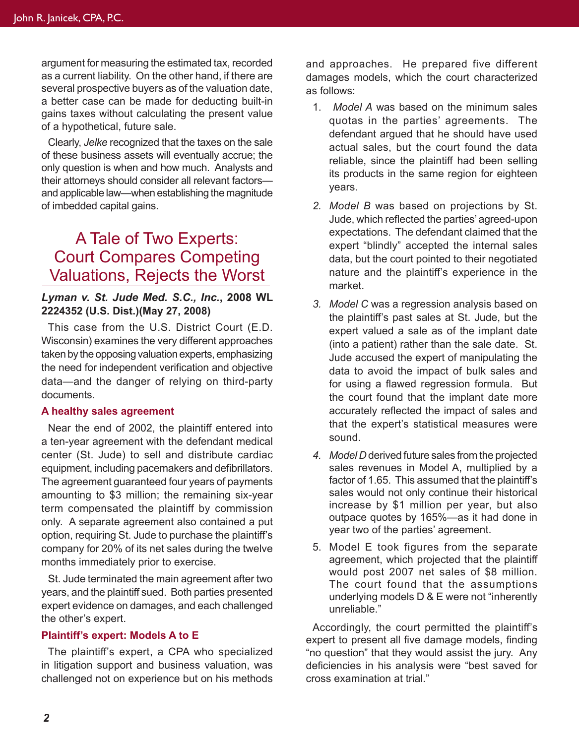argument for measuring the estimated tax, recorded as a current liability. On the other hand, if there are several prospective buyers as of the valuation date, a better case can be made for deducting built-in gains taxes without calculating the present value of a hypothetical, future sale.

Clearly, *Jelke* recognized that the taxes on the sale of these business assets will eventually accrue; the only question is when and how much. Analysts and their attorneys should consider all relevant factors—and applicable law—when establishing the magnitude of imbedded capital gains.

## A Tale of Two Experts: Court Compares Competing Valuations, Rejects the Worst

***Lyman v. St. Jude Med. S.C., Inc.*, 2008 WL 2224352 (U.S. Dist.)(May 27, 2008)**

This case from the U.S. District Court (E.D. Wisconsin) examines the very different approaches taken by the opposing valuation experts, emphasizing the need for independent verification and objective data—and the danger of relying on third-party documents.

### A healthy sales agreement

Near the end of 2002, the plaintiff entered into a ten-year agreement with the defendant medical center (St. Jude) to sell and distribute cardiac equipment, including pacemakers and defibrillators. The agreement guaranteed four years of payments amounting to $3 million; the remaining six-year term compensated the plaintiff by commission only. A separate agreement also contained a put option, requiring St. Jude to purchase the plaintiff's company for 20% of its net sales during the twelve months immediately prior to exercise.

St. Jude terminated the main agreement after two years, and the plaintiff sued. Both parties presented expert evidence on damages, and each challenged the other's expert.

### Plaintiff's expert: Models A to E

The plaintiff's expert, a CPA who specialized in litigation support and business valuation, was challenged not on experience but on his methods and approaches. He prepared five different damages models, which the court characterized as follows:

1. *Model A* was based on the minimum sales quotas in the parties' agreements. The defendant argued that he should have used actual sales, but the court found the data reliable, since the plaintiff had been selling its products in the same region for eighteen years.
2. *Model B* was based on projections by St. Jude, which reflected the parties' agreed-upon expectations. The defendant claimed that the expert "blindly" accepted the internal sales data, but the court pointed to their negotiated nature and the plaintiff's experience in the market.
3. *Model C* was a regression analysis based on the plaintiff's past sales at St. Jude, but the expert valued a sale as of the implant date (into a patient) rather than the sale date. St. Jude accused the expert of manipulating the data to avoid the impact of bulk sales and for using a flawed regression formula. But the court found that the implant date more accurately reflected the impact of sales and that the expert's statistical measures were sound.
4. *Model D* derived future sales from the projected sales revenues in Model A, multiplied by a factor of 1.65. This assumed that the plaintiff's sales would not only continue their historical increase by $1 million per year, but also outpace quotes by 165%—as it had done in year two of the parties' agreement.
5. Model E took figures from the separate agreement, which projected that the plaintiff would post 2007 net sales of $8 million. The court found that the assumptions underlying models D & E were not "inherently unreliable."

Accordingly, the court permitted the plaintiff's expert to present all five damage models, finding "no question" that they would assist the jury. Any deficiencies in his analysis were "best saved for cross examination at trial."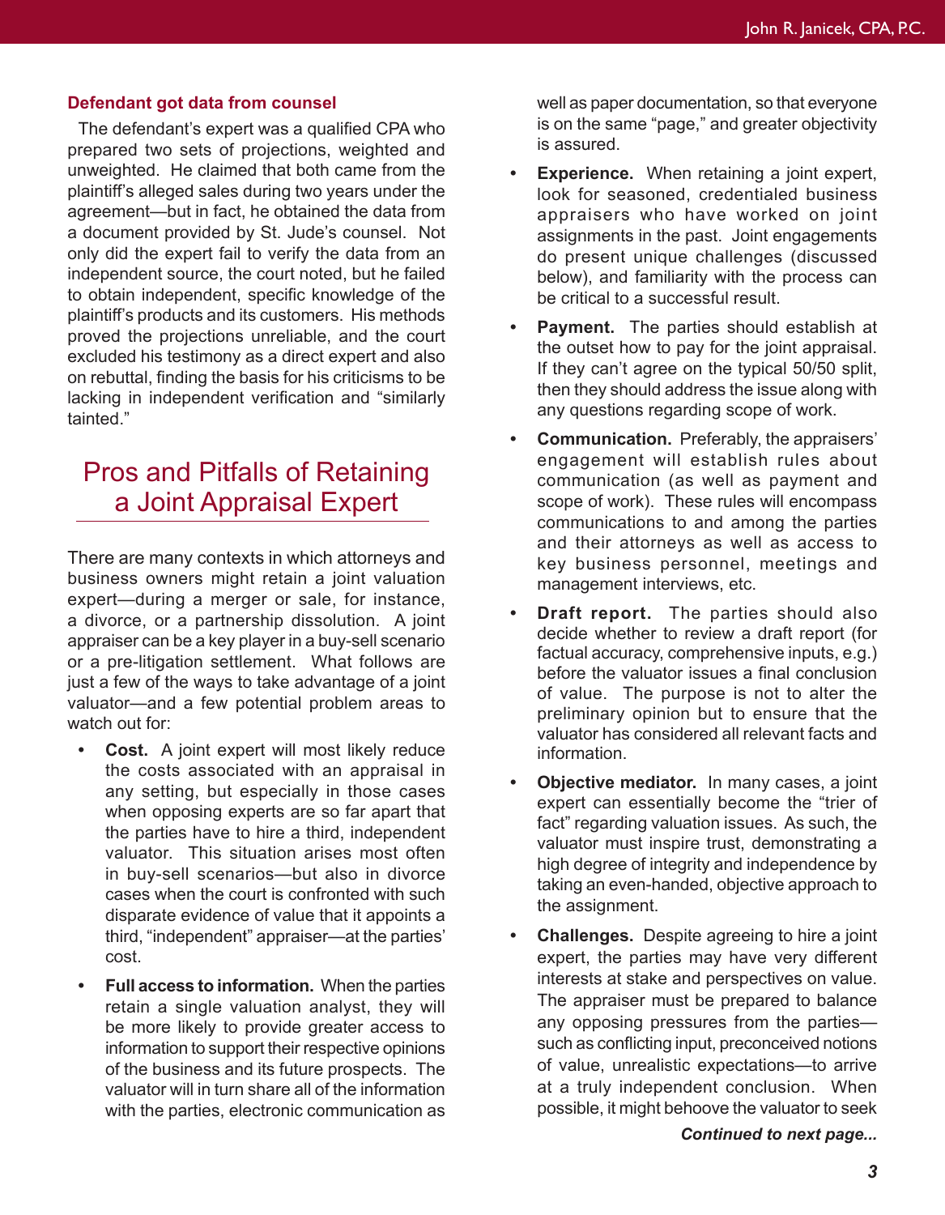### Defendant got data from counsel

The defendant's expert was a qualified CPA who prepared two sets of projections, weighted and unweighted. He claimed that both came from the plaintiff's alleged sales during two years under the agreement—but in fact, he obtained the data from a document provided by St. Jude's counsel. Not only did the expert fail to verify the data from an independent source, the court noted, but he failed to obtain independent, specific knowledge of the plaintiff's products and its customers. His methods proved the projections unreliable, and the court excluded his testimony as a direct expert and also on rebuttal, finding the basis for his criticisms to be lacking in independent verification and "similarly tainted."

## Pros and Pitfalls of Retaining a Joint Appraisal Expert

There are many contexts in which attorneys and business owners might retain a joint valuation expert—during a merger or sale, for instance, a divorce, or a partnership dissolution. A joint appraiser can be a key player in a buy-sell scenario or a pre-litigation settlement. What follows are just a few of the ways to take advantage of a joint valuator—and a few potential problem areas to watch out for:

- **Cost.** A joint expert will most likely reduce the costs associated with an appraisal in any setting, but especially in those cases when opposing experts are so far apart that the parties have to hire a third, independent valuator. This situation arises most often in buy-sell scenarios—but also in divorce cases when the court is confronted with such disparate evidence of value that it appoints a third, "independent" appraiser—at the parties' cost.
- **Full access to information.** When the parties retain a single valuation analyst, they will be more likely to provide greater access to information to support their respective opinions of the business and its future prospects. The valuator will in turn share all of the information with the parties, electronic communication as well as paper documentation, so that everyone is on the same "page," and greater objectivity is assured.
- **Experience.** When retaining a joint expert, look for seasoned, credentialed business appraisers who have worked on joint assignments in the past. Joint engagements do present unique challenges (discussed below), and familiarity with the process can be critical to a successful result.
- **Payment.** The parties should establish at the outset how to pay for the joint appraisal. If they can't agree on the typical 50/50 split, then they should address the issue along with any questions regarding scope of work.
- **Communication.** Preferably, the appraisers' engagement will establish rules about communication (as well as payment and scope of work). These rules will encompass communications to and among the parties and their attorneys as well as access to key business personnel, meetings and management interviews, etc.
- **Draft report.** The parties should also decide whether to review a draft report (for factual accuracy, comprehensive inputs, e.g.) before the valuator issues a final conclusion of value. The purpose is not to alter the preliminary opinion but to ensure that the valuator has considered all relevant facts and information.
- **Objective mediator.** In many cases, a joint expert can essentially become the "trier of fact" regarding valuation issues. As such, the valuator must inspire trust, demonstrating a high degree of integrity and independence by taking an even-handed, objective approach to the assignment.
- **Challenges.** Despite agreeing to hire a joint expert, the parties may have very different interests at stake and perspectives on value. The appraiser must be prepared to balance any opposing pressures from the parties—such as conflicting input, preconceived notions of value, unrealistic expectations—to arrive at a truly independent conclusion. When possible, it might behoove the valuator to seek

***Continued to next page...***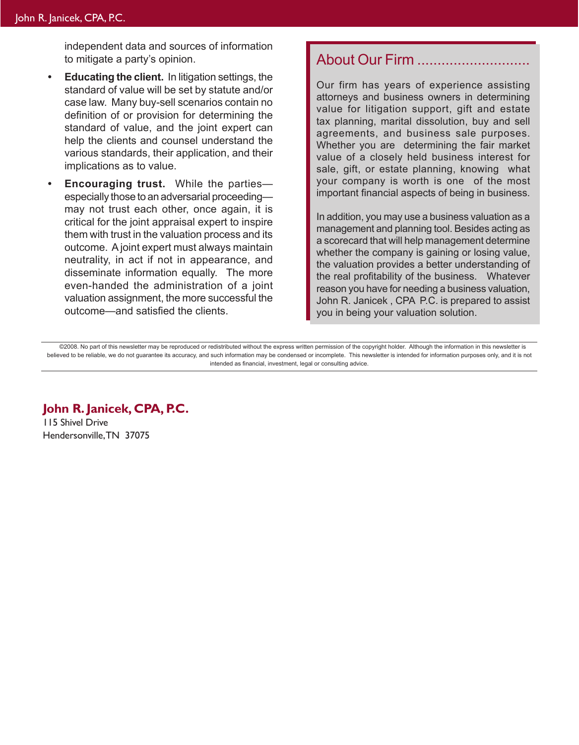independent data and sources of information to mitigate a party's opinion.

- **Educating the client.** In litigation settings, the standard of value will be set by statute and/or case law. Many buy-sell scenarios contain no definition of or provision for determining the standard of value, and the joint expert can help the clients and counsel understand the various standards, their application, and their implications as to value.
- **Encouraging trust.** While the parties—especially those to an adversarial proceeding—may not trust each other, once again, it is critical for the joint appraisal expert to inspire them with trust in the valuation process and its outcome. A joint expert must always maintain neutrality, in act if not in appearance, and disseminate information equally. The more even-handed the administration of a joint valuation assignment, the more successful the outcome—and satisfied the clients.

## About Our Firm

Our firm has years of experience assisting attorneys and business owners in determining value for litigation support, gift and estate tax planning, marital dissolution, buy and sell agreements, and business sale purposes. Whether you are determining the fair market value of a closely held business interest for sale, gift, or estate planning, knowing what your company is worth is one of the most important financial aspects of being in business.

In addition, you may use a business valuation as a management and planning tool. Besides acting as a scorecard that will help management determine whether the company is gaining or losing value, the valuation provides a better understanding of the real profitability of the business. Whatever reason you have for needing a business valuation, John R. Janicek , CPA P.C. is prepared to assist you in being your valuation solution.

---

©2008. No part of this newsletter may be reproduced or redistributed without the express written permission of the copyright holder. Although the information in this newsletter is believed to be reliable, we do not guarantee its accuracy, and such information may be condensed or incomplete. This newsletter is intended for information purposes only, and it is not intended as financial, investment, legal or consulting advice.

---

**John R. Janicek, CPA, P.C.**
115 Shivel Drive
Hendersonville, TN 37075